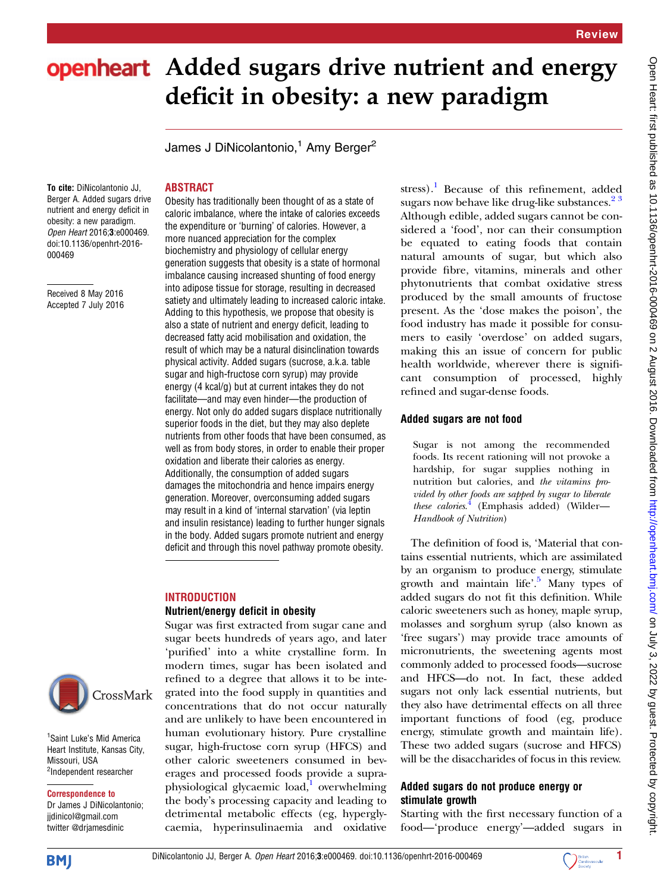# Added sugars drive nutrient and energy deficit in obesity: a new paradigm

James J DiNicolantonio,[1] Amy Berger[2]

**To cite:** DiNicolantonio JJ, Berger A. Added sugars drive nutrient and energy deficit in obesity: a new paradigm. *Open Heart* 2016;**3**:e000469. doi:10.1136/openhrt-2016-000469

Received 8 May 2016
Accepted 7 July 2016

[1]Saint Luke's Mid America Heart Institute, Kansas City, Missouri, USA
[2]Independent researcher

**Correspondence to**
Dr James J DiNicolantonio; jjdinicol@gmail.com
twitter @drjamesdinic

## ABSTRACT

Obesity has traditionally been thought of as a state of caloric imbalance, where the intake of calories exceeds the expenditure or 'burning' of calories. However, a more nuanced appreciation for the complex biochemistry and physiology of cellular energy generation suggests that obesity is a state of hormonal imbalance causing increased shunting of food energy into adipose tissue for storage, resulting in decreased satiety and ultimately leading to increased caloric intake. Adding to this hypothesis, we propose that obesity is also a state of nutrient and energy deficit, leading to decreased fatty acid mobilisation and oxidation, the result of which may be a natural disinclination towards physical activity. Added sugars (sucrose, a.k.a. table sugar and high-fructose corn syrup) may provide energy (4 kcal/g) but at current intakes they do not facilitate—and may even hinder—the production of energy. Not only do added sugars displace nutritionally superior foods in the diet, but they may also deplete nutrients from other foods that have been consumed, as well as from body stores, in order to enable their proper oxidation and liberate their calories as energy. Additionally, the consumption of added sugars damages the mitochondria and hence impairs energy generation. Moreover, overconsuming added sugars may result in a kind of 'internal starvation' (via leptin and insulin resistance) leading to further hunger signals in the body. Added sugars promote nutrient and energy deficit and through this novel pathway promote obesity.

## INTRODUCTION

### Nutrient/energy deficit in obesity

Sugar was first extracted from sugar cane and sugar beets hundreds of years ago, and later 'purified' into a white crystalline form. In modern times, sugar has been isolated and refined to a degree that allows it to be integrated into the food supply in quantities and concentrations that do not occur naturally and are unlikely to have been encountered in human evolutionary history. Pure crystalline sugar, high-fructose corn syrup (HFCS) and other caloric sweeteners consumed in beverages and processed foods provide a supraphysiological glycaemic load,[1] overwhelming the body's processing capacity and leading to detrimental metabolic effects (eg, hyperglycaemia, hyperinsulinaemia and oxidative stress).[1] Because of this refinement, added sugars now behave like drug-like substances.[2,3] Although edible, added sugars cannot be considered a 'food', nor can their consumption be equated to eating foods that contain natural amounts of sugar, but which also provide fibre, vitamins, minerals and other phytonutrients that combat oxidative stress produced by the small amounts of fructose present. As the 'dose makes the poison', the food industry has made it possible for consumers to easily 'overdose' on added sugars, making this an issue of concern for public health worldwide, wherever there is significant consumption of processed, highly refined and sugar-dense foods.

### Added sugars are not food

> Sugar is not among the recommended foods. Its recent rationing will not provoke a hardship, for sugar supplies nothing in nutrition but calories, and *the vitamins provided by other foods are sapped by sugar to liberate these calories*.[4] (Emphasis added) (Wilder—*Handbook of Nutrition*)

The definition of food is, 'Material that contains essential nutrients, which are assimilated by an organism to produce energy, stimulate growth and maintain life'.[5] Many types of added sugars do not fit this definition. While caloric sweeteners such as honey, maple syrup, molasses and sorghum syrup (also known as 'free sugars') may provide trace amounts of micronutrients, the sweetening agents most commonly added to processed foods—sucrose and HFCS—do not. In fact, these added sugars not only lack essential nutrients, but they also have detrimental effects on all three important functions of food (eg, produce energy, stimulate growth and maintain life). These two added sugars (sucrose and HFCS) will be the disaccharides of focus in this review.

### Added sugars do not produce energy or stimulate growth

Starting with the first necessary function of a food—'produce energy'—added sugars in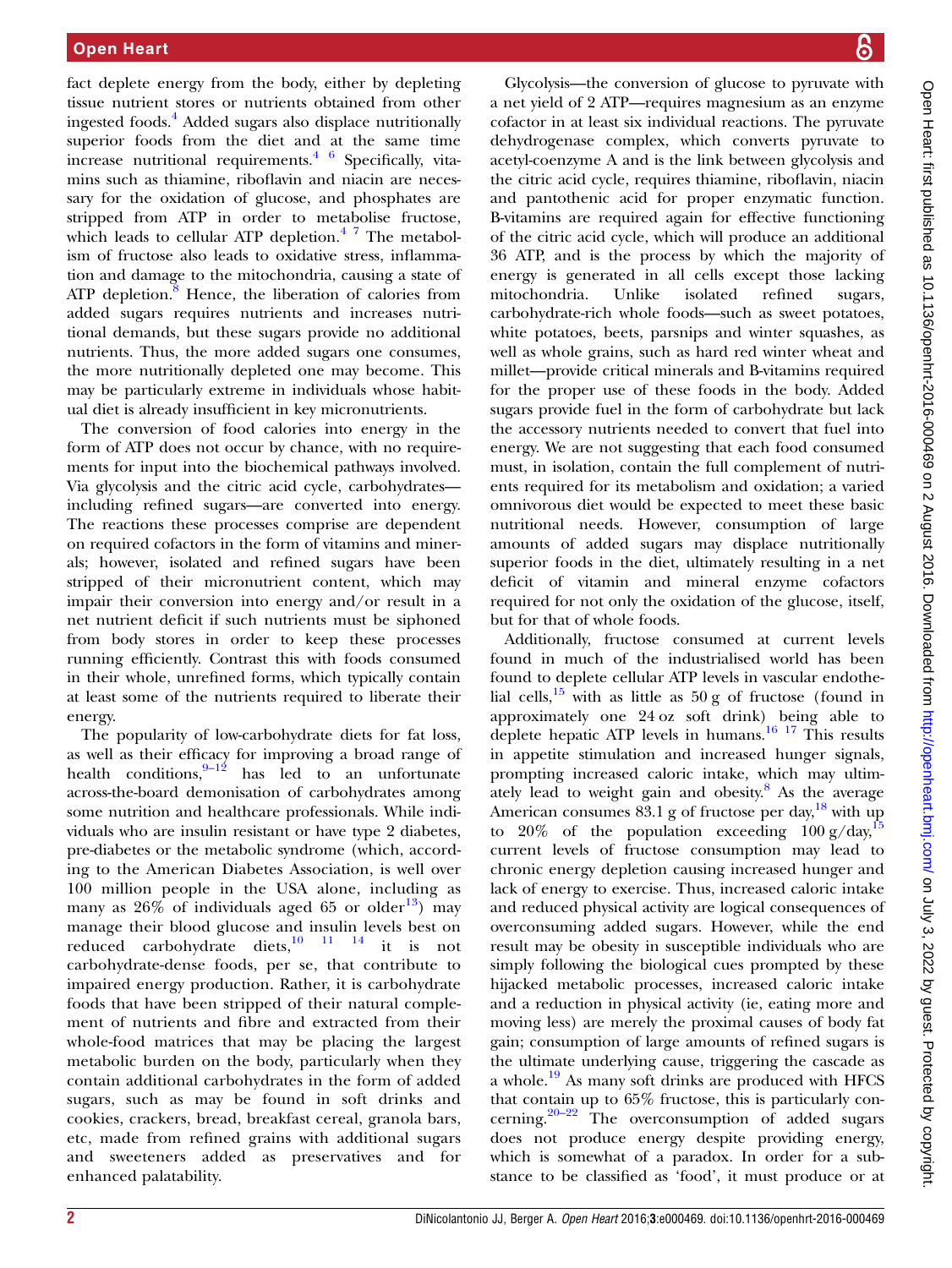fact deplete energy from the body, either by depleting tissue nutrient stores or nutrients obtained from other ingested foods.[4] Added sugars also displace nutritionally superior foods from the diet and at the same time increase nutritional requirements.[4,6] Specifically, vitamins such as thiamine, riboflavin and niacin are necessary for the oxidation of glucose, and phosphates are stripped from ATP in order to metabolise fructose, which leads to cellular ATP depletion.[4,7] The metabolism of fructose also leads to oxidative stress, inflammation and damage to the mitochondria, causing a state of ATP depletion.[8] Hence, the liberation of calories from added sugars requires nutrients and increases nutritional demands, but these sugars provide no additional nutrients. Thus, the more added sugars one consumes, the more nutritionally depleted one may become. This may be particularly extreme in individuals whose habitual diet is already insufficient in key micronutrients.

The conversion of food calories into energy in the form of ATP does not occur by chance, with no requirements for input into the biochemical pathways involved. Via glycolysis and the citric acid cycle, carbohydrates—including refined sugars—are converted into energy. The reactions these processes comprise are dependent on required cofactors in the form of vitamins and minerals; however, isolated and refined sugars have been stripped of their micronutrient content, which may impair their conversion into energy and/or result in a net nutrient deficit if such nutrients must be siphoned from body stores in order to keep these processes running efficiently. Contrast this with foods consumed in their whole, unrefined forms, which typically contain at least some of the nutrients required to liberate their energy.

The popularity of low-carbohydrate diets for fat loss, as well as their efficacy for improving a broad range of health conditions,[9–12] has led to an unfortunate across-the-board demonisation of carbohydrates among some nutrition and healthcare professionals. While individuals who are insulin resistant or have type 2 diabetes, pre-diabetes or the metabolic syndrome (which, according to the American Diabetes Association, is well over 100 million people in the USA alone, including as many as 26% of individuals aged 65 or older[13]) may manage their blood glucose and insulin levels best on reduced carbohydrate diets,[10,11,14] it is not carbohydrate-dense foods, per se, that contribute to impaired energy production. Rather, it is carbohydrate foods that have been stripped of their natural complement of nutrients and fibre and extracted from their whole-food matrices that may be placing the largest metabolic burden on the body, particularly when they contain additional carbohydrates in the form of added sugars, such as may be found in soft drinks and cookies, crackers, bread, breakfast cereal, granola bars, etc, made from refined grains with additional sugars and sweeteners added as preservatives and for enhanced palatability.

Glycolysis—the conversion of glucose to pyruvate with a net yield of 2 ATP—requires magnesium as an enzyme cofactor in at least six individual reactions. The pyruvate dehydrogenase complex, which converts pyruvate to acetyl-coenzyme A and is the link between glycolysis and the citric acid cycle, requires thiamine, riboflavin, niacin and pantothenic acid for proper enzymatic function. B-vitamins are required again for effective functioning of the citric acid cycle, which will produce an additional 36 ATP, and is the process by which the majority of energy is generated in all cells except those lacking mitochondria. Unlike isolated refined sugars, carbohydrate-rich whole foods—such as sweet potatoes, white potatoes, beets, parsnips and winter squashes, as well as whole grains, such as hard red winter wheat and millet—provide critical minerals and B-vitamins required for the proper use of these foods in the body. Added sugars provide fuel in the form of carbohydrate but lack the accessory nutrients needed to convert that fuel into energy. We are not suggesting that each food consumed must, in isolation, contain the full complement of nutrients required for its metabolism and oxidation; a varied omnivorous diet would be expected to meet these basic nutritional needs. However, consumption of large amounts of added sugars may displace nutritionally superior foods in the diet, ultimately resulting in a net deficit of vitamin and mineral enzyme cofactors required for not only the oxidation of the glucose, itself, but for that of whole foods.

Additionally, fructose consumed at current levels found in much of the industrialised world has been found to deplete cellular ATP levels in vascular endothelial cells,[15] with as little as 50 g of fructose (found in approximately one 24 oz soft drink) being able to deplete hepatic ATP levels in humans.[16,17] This results in appetite stimulation and increased hunger signals, prompting increased caloric intake, which may ultimately lead to weight gain and obesity.[8] As the average American consumes 83.1 g of fructose per day,[18] with up to 20% of the population exceeding 100 g/day,[15] current levels of fructose consumption may lead to chronic energy depletion causing increased hunger and lack of energy to exercise. Thus, increased caloric intake and reduced physical activity are logical consequences of overconsuming added sugars. However, while the end result may be obesity in susceptible individuals who are simply following the biological cues prompted by these hijacked metabolic processes, increased caloric intake and a reduction in physical activity (ie, eating more and moving less) are merely the proximal causes of body fat gain; consumption of large amounts of refined sugars is the ultimate underlying cause, triggering the cascade as a whole.[19] As many soft drinks are produced with HFCS that contain up to 65% fructose, this is particularly concerning.[20–22] The overconsumption of added sugars does not produce energy despite providing energy, which is somewhat of a paradox. In order for a substance to be classified as 'food', it must produce or at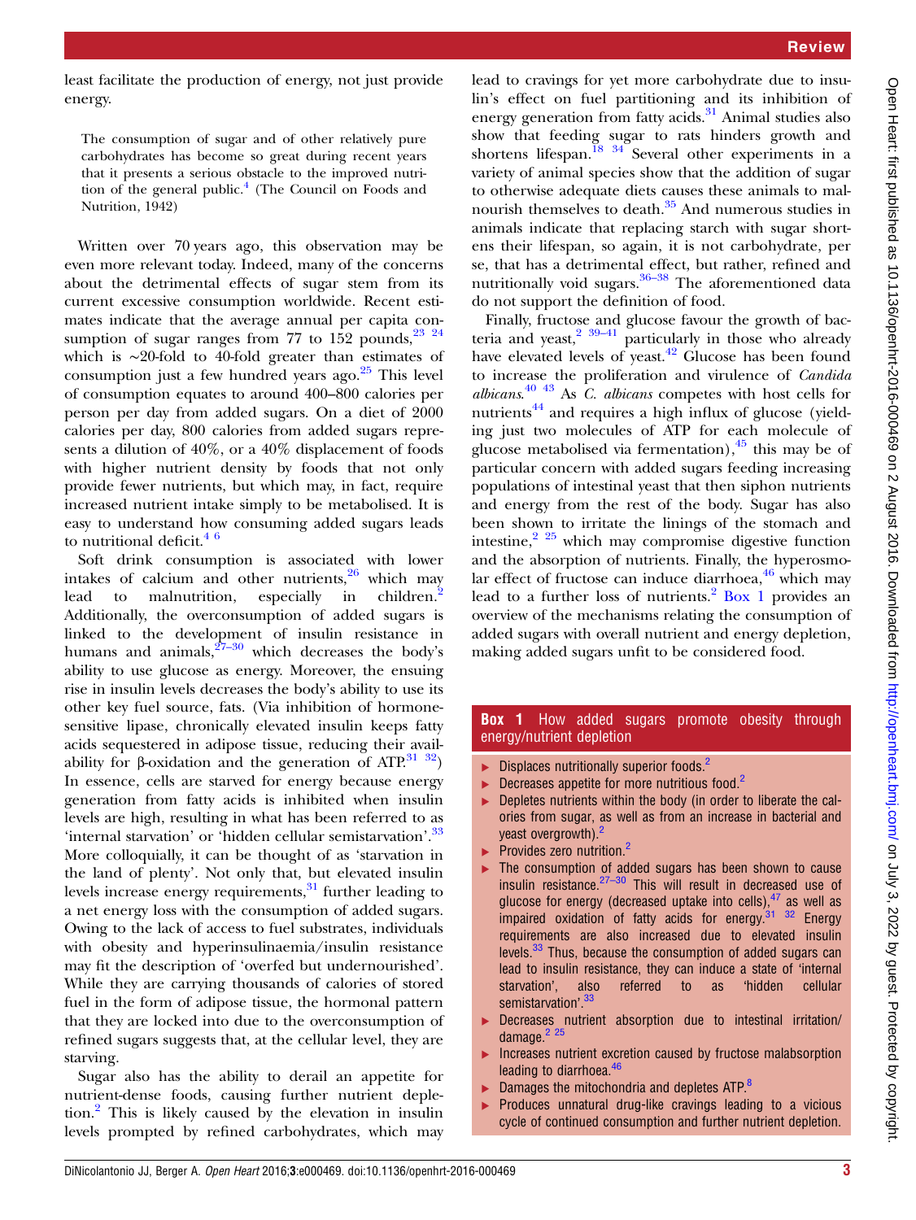least facilitate the production of energy, not just provide energy.

> The consumption of sugar and of other relatively pure carbohydrates has become so great during recent years that it presents a serious obstacle to the improved nutrition of the general public.[4] (The Council on Foods and Nutrition, 1942)

Written over 70 years ago, this observation may be even more relevant today. Indeed, many of the concerns about the detrimental effects of sugar stem from its current excessive consumption worldwide. Recent estimates indicate that the average annual per capita consumption of sugar ranges from 77 to 152 pounds,[23 24] which is ∼20-fold to 40-fold greater than estimates of consumption just a few hundred years ago.[25] This level of consumption equates to around 400–800 calories per person per day from added sugars. On a diet of 2000 calories per day, 800 calories from added sugars represents a dilution of 40%, or a 40% displacement of foods with higher nutrient density by foods that not only provide fewer nutrients, but which may, in fact, require increased nutrient intake simply to be metabolised. It is easy to understand how consuming added sugars leads to nutritional deficit.[4 6]

Soft drink consumption is associated with lower intakes of calcium and other nutrients,[26] which may lead to malnutrition, especially in children.[2] Additionally, the overconsumption of added sugars is linked to the development of insulin resistance in humans and animals,[27–30] which decreases the body's ability to use glucose as energy. Moreover, the ensuing rise in insulin levels decreases the body's ability to use its other key fuel source, fats. (Via inhibition of hormone-sensitive lipase, chronically elevated insulin keeps fatty acids sequestered in adipose tissue, reducing their availability for β-oxidation and the generation of ATP.[31 32]) In essence, cells are starved for energy because energy generation from fatty acids is inhibited when insulin levels are high, resulting in what has been referred to as 'internal starvation' or 'hidden cellular semistarvation'.[33] More colloquially, it can be thought of as 'starvation in the land of plenty'. Not only that, but elevated insulin levels increase energy requirements,[31] further leading to a net energy loss with the consumption of added sugars. Owing to the lack of access to fuel substrates, individuals with obesity and hyperinsulinaemia/insulin resistance may fit the description of 'overfed but undernourished'. While they are carrying thousands of calories of stored fuel in the form of adipose tissue, the hormonal pattern that they are locked into due to the overconsumption of refined sugars suggests that, at the cellular level, they are starving.

Sugar also has the ability to derail an appetite for nutrient-dense foods, causing further nutrient depletion.[2] This is likely caused by the elevation in insulin levels prompted by refined carbohydrates, which may lead to cravings for yet more carbohydrate due to insulin's effect on fuel partitioning and its inhibition of energy generation from fatty acids.[31] Animal studies also show that feeding sugar to rats hinders growth and shortens lifespan.[18 34] Several other experiments in a variety of animal species show that the addition of sugar to otherwise adequate diets causes these animals to malnourish themselves to death.[35] And numerous studies in animals indicate that replacing starch with sugar shortens their lifespan, so again, it is not carbohydrate, per se, that has a detrimental effect, but rather, refined and nutritionally void sugars.[36–38] The aforementioned data do not support the definition of food.

Finally, fructose and glucose favour the growth of bacteria and yeast,[2 39–41] particularly in those who already have elevated levels of yeast.[42] Glucose has been found to increase the proliferation and virulence of *Candida albicans*.[40 43] As *C. albicans* competes with host cells for nutrients[44] and requires a high influx of glucose (yielding just two molecules of ATP for each molecule of glucose metabolised via fermentation),[45] this may be of particular concern with added sugars feeding increasing populations of intestinal yeast that then siphon nutrients and energy from the rest of the body. Sugar has also been shown to irritate the linings of the stomach and intestine,[2 25] which may compromise digestive function and the absorption of nutrients. Finally, the hyperosmolar effect of fructose can induce diarrhoea,[46] which may lead to a further loss of nutrients.[2] Box 1 provides an overview of the mechanisms relating the consumption of added sugars with overall nutrient and energy depletion, making added sugars unfit to be considered food.

**Box 1 How added sugars promote obesity through energy/nutrient depletion**

- Displaces nutritionally superior foods.[2]
- Decreases appetite for more nutritious food.[2]
- Depletes nutrients within the body (in order to liberate the calories from sugar, as well as from an increase in bacterial and yeast overgrowth).[2]
- Provides zero nutrition.[2]
- The consumption of added sugars has been shown to cause insulin resistance.[27–30] This will result in decreased use of glucose for energy (decreased uptake into cells),[47] as well as impaired oxidation of fatty acids for energy.[31 32] Energy requirements are also increased due to elevated insulin levels.[33] Thus, because the consumption of added sugars can lead to insulin resistance, they can induce a state of 'internal starvation', also referred to as 'hidden cellular semistarvation'.[33]
- Decreases nutrient absorption due to intestinal irritation/damage.[2 25]
- Increases nutrient excretion caused by fructose malabsorption leading to diarrhoea.[46]
- Damages the mitochondria and depletes ATP.[8]
- Produces unnatural drug-like cravings leading to a vicious cycle of continued consumption and further nutrient depletion.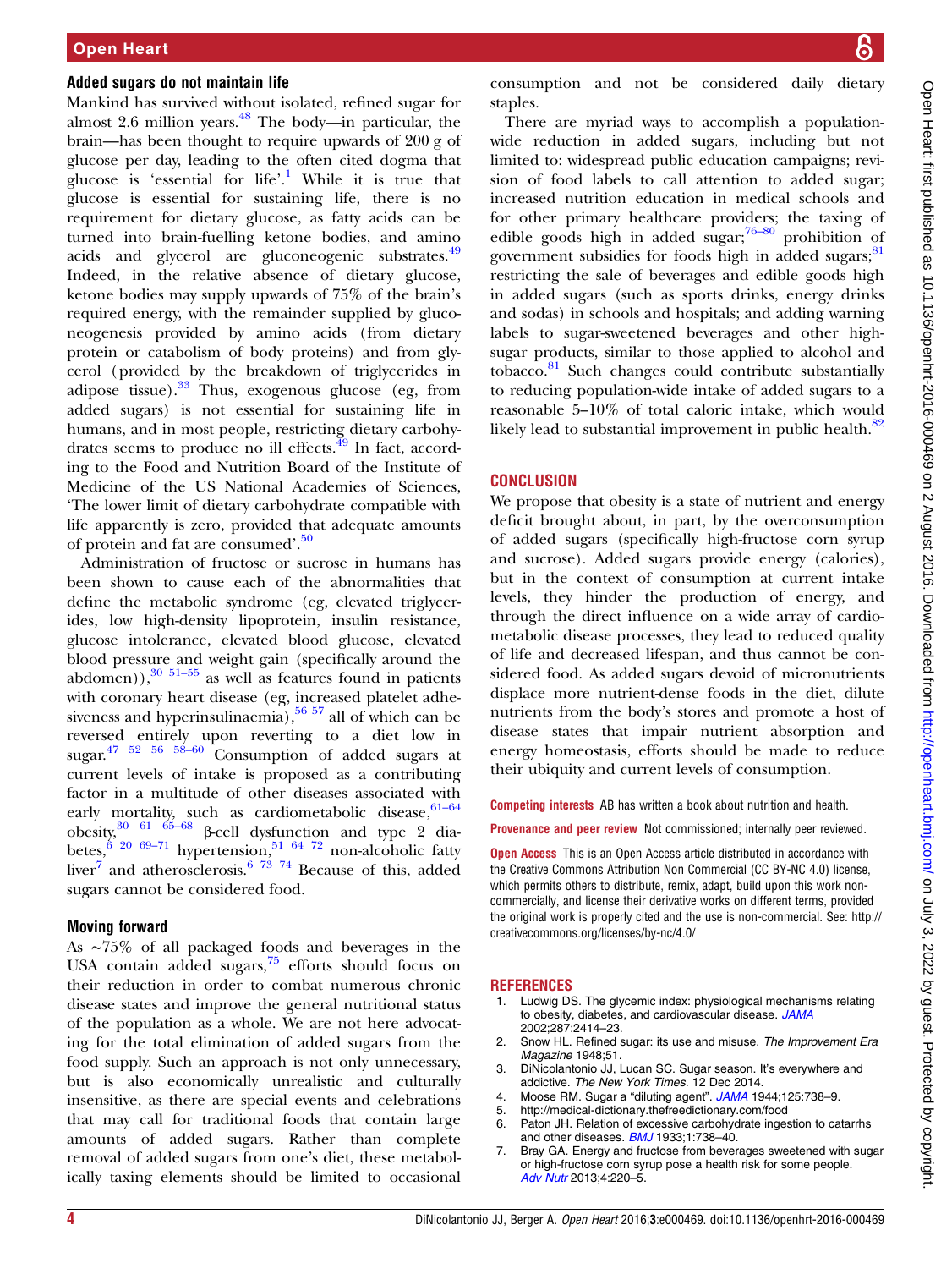### Added sugars do not maintain life

Mankind has survived without isolated, refined sugar for almost 2.6 million years.[48] The body—in particular, the brain—has been thought to require upwards of 200 g of glucose per day, leading to the often cited dogma that glucose is 'essential for life'.[1] While it is true that glucose is essential for sustaining life, there is no requirement for dietary glucose, as fatty acids can be turned into brain-fuelling ketone bodies, and amino acids and glycerol are gluconeogenic substrates.[49] Indeed, in the relative absence of dietary glucose, ketone bodies may supply upwards of 75% of the brain's required energy, with the remainder supplied by gluconeogenesis provided by amino acids (from dietary protein or catabolism of body proteins) and from glycerol (provided by the breakdown of triglycerides in adipose tissue).[33] Thus, exogenous glucose (eg, from added sugars) is not essential for sustaining life in humans, and in most people, restricting dietary carbohydrates seems to produce no ill effects.[49] In fact, according to the Food and Nutrition Board of the Institute of Medicine of the US National Academies of Sciences, 'The lower limit of dietary carbohydrate compatible with life apparently is zero, provided that adequate amounts of protein and fat are consumed'.[50]

Administration of fructose or sucrose in humans has been shown to cause each of the abnormalities that define the metabolic syndrome (eg, elevated triglycerides, low high-density lipoprotein, insulin resistance, glucose intolerance, elevated blood glucose, elevated blood pressure and weight gain (specifically around the abdomen)),[30 51–55] as well as features found in patients with coronary heart disease (eg, increased platelet adhesiveness and hyperinsulinaemia),[56 57] all of which can be reversed entirely upon reverting to a diet low in sugar.[47 52 56 58–60] Consumption of added sugars at current levels of intake is proposed as a contributing factor in a multitude of other diseases associated with early mortality, such as cardiometabolic disease,[61–64] obesity,[30 61 65–68] β-cell dysfunction and type 2 diabetes,[6 20 69–71] hypertension,[51 64 72] non-alcoholic fatty liver[7] and atherosclerosis.[6 73 74] Because of this, added sugars cannot be considered food.

### Moving forward

As ~75% of all packaged foods and beverages in the USA contain added sugars,[75] efforts should focus on their reduction in order to combat numerous chronic disease states and improve the general nutritional status of the population as a whole. We are not here advocating for the total elimination of added sugars from the food supply. Such an approach is not only unnecessary, but is also economically unrealistic and culturally insensitive, as there are special events and celebrations that may call for traditional foods that contain large amounts of added sugars. Rather than complete removal of added sugars from one's diet, these metabolically taxing elements should be limited to occasional consumption and not be considered daily dietary staples.

There are myriad ways to accomplish a population-wide reduction in added sugars, including but not limited to: widespread public education campaigns; revision of food labels to call attention to added sugar; increased nutrition education in medical schools and for other primary healthcare providers; the taxing of edible goods high in added sugar;[76–80] prohibition of government subsidies for foods high in added sugars;[81] restricting the sale of beverages and edible goods high in added sugars (such as sports drinks, energy drinks and sodas) in schools and hospitals; and adding warning labels to sugar-sweetened beverages and other high-sugar products, similar to those applied to alcohol and tobacco.[81] Such changes could contribute substantially to reducing population-wide intake of added sugars to a reasonable 5–10% of total caloric intake, which would likely lead to substantial improvement in public health.[82]

## CONCLUSION

We propose that obesity is a state of nutrient and energy deficit brought about, in part, by the overconsumption of added sugars (specifically high-fructose corn syrup and sucrose). Added sugars provide energy (calories), but in the context of consumption at current intake levels, they hinder the production of energy, and through the direct influence on a wide array of cardiometabolic disease processes, they lead to reduced quality of life and decreased lifespan, and thus cannot be considered food. As added sugars devoid of micronutrients displace more nutrient-dense foods in the diet, dilute nutrients from the body's stores and promote a host of disease states that impair nutrient absorption and energy homeostasis, efforts should be made to reduce their ubiquity and current levels of consumption.

**Competing interests** AB has written a book about nutrition and health.

**Provenance and peer review** Not commissioned; internally peer reviewed.

**Open Access** This is an Open Access article distributed in accordance with the Creative Commons Attribution Non Commercial (CC BY-NC 4.0) license, which permits others to distribute, remix, adapt, build upon this work non-commercially, and license their derivative works on different terms, provided the original work is properly cited and the use is non-commercial. See: http://creativecommons.org/licenses/by-nc/4.0/

## REFERENCES

1. Ludwig DS. The glycemic index: physiological mechanisms relating to obesity, diabetes, and cardiovascular disease. *JAMA* 2002;287:2414–23.
2. Snow HL. Refined sugar: its use and misuse. *The Improvement Era Magazine* 1948;51.
3. DiNicolantonio JJ, Lucan SC. Sugar season. It's everywhere and addictive. *The New York Times*. 12 Dec 2014.
4. Moose RM. Sugar a "diluting agent". *JAMA* 1944;125:738–9.
5. http://medical-dictionary.thefreedictionary.com/food
6. Paton JH. Relation of excessive carbohydrate ingestion to catarrhs and other diseases. *BMJ* 1933;1:738–40.
7. Bray GA. Energy and fructose from beverages sweetened with sugar or high-fructose corn syrup pose a health risk for some people. *Adv Nutr* 2013;4:220–5.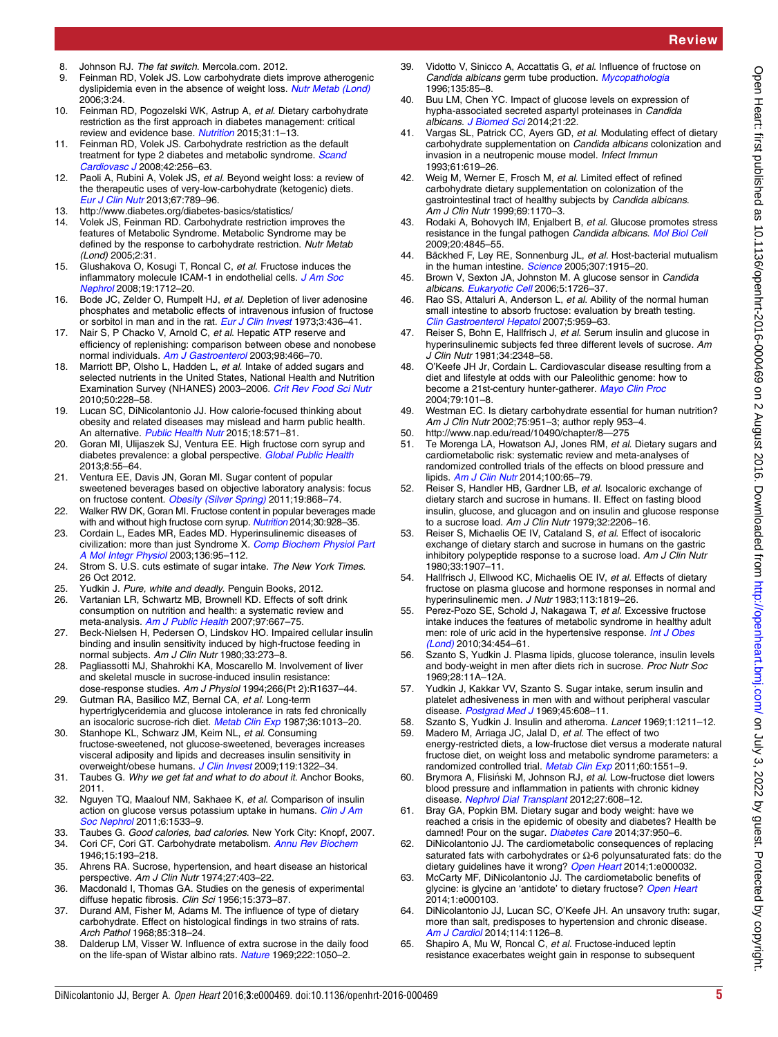8. Johnson RJ. *The fat switch*. Mercola.com. 2012.
9. Feinman RD, Volek JS. Low carbohydrate diets improve atherogenic dyslipidemia even in the absence of weight loss. *Nutr Metab (Lond)* 2006;3:24.
10. Feinman RD, Pogozelski WK, Astrup A, *et al*. Dietary carbohydrate restriction as the first approach in diabetes management: critical review and evidence base. *Nutrition* 2015;31:1–13.
11. Feinman RD, Volek JS. Carbohydrate restriction as the default treatment for type 2 diabetes and metabolic syndrome. *Scand Cardiovasc J* 2008;42:256–63.
12. Paoli A, Rubini A, Volek JS, *et al*. Beyond weight loss: a review of the therapeutic uses of very-low-carbohydrate (ketogenic) diets. *Eur J Clin Nutr* 2013;67:789–96.
13. http://www.diabetes.org/diabetes-basics/statistics/
14. Volek JS, Feinman RD. Carbohydrate restriction improves the features of Metabolic Syndrome. Metabolic Syndrome may be defined by the response to carbohydrate restriction. *Nutr Metab (Lond)* 2005;2:31.
15. Glushakova O, Kosugi T, Roncal C, *et al*. Fructose induces the inflammatory molecule ICAM-1 in endothelial cells. *J Am Soc Nephrol* 2008;19:1712–20.
16. Bode JC, Zelder O, Rumpelt HJ, *et al*. Depletion of liver adenosine phosphates and metabolic effects of intravenous infusion of fructose or sorbitol in man and in the rat. *Eur J Clin Invest* 1973;3:436–41.
17. Nair S, P Chacko V, Arnold C, *et al*. Hepatic ATP reserve and efficiency of replenishing: comparison between obese and nonobese normal individuals. *Am J Gastroenterol* 2003;98:466–70.
18. Marriott BP, Olsho L, Hadden L, *et al*. Intake of added sugars and selected nutrients in the United States, National Health and Nutrition Examination Survey (NHANES) 2003–2006. *Crit Rev Food Sci Nutr* 2010;50:228–58.
19. Lucan SC, DiNicolantonio JJ. How calorie-focused thinking about obesity and related diseases may mislead and harm public health. An alternative. *Public Health Nutr* 2015;18:571–81.
20. Goran MI, Ulijaszek SJ, Ventura EE. High fructose corn syrup and diabetes prevalence: a global perspective. *Global Public Health* 2013;8:55–64.
21. Ventura EE, Davis JN, Goran MI. Sugar content of popular sweetened beverages based on objective laboratory analysis: focus on fructose content. *Obesity (Silver Spring)* 2011;19:868–74.
22. Walker RW DK, Goran MI. Fructose content in popular beverages made with and without high fructose corn syrup. *Nutrition* 2014;30:928–35.
23. Cordain L, Eades MR, Eades MD. Hyperinsulinemic diseases of civilization: more than just Syndrome X. *Comp Biochem Physiol Part A Mol Integr Physiol* 2003;136:95–112.
24. Strom S. U.S. cuts estimate of sugar intake. *The New York Times*. 26 Oct 2012.
25. Yudkin J. *Pure, white and deadly*. Penguin Books, 2012.
26. Vartanian LR, Schwartz MB, Brownell KD. Effects of soft drink consumption on nutrition and health: a systematic review and meta-analysis. *Am J Public Health* 2007;97:667–75.
27. Beck-Nielsen H, Pedersen O, Lindskov HO. Impaired cellular insulin binding and insulin sensitivity induced by high-fructose feeding in normal subjects. *Am J Clin Nutr* 1980;33:273–8.
28. Pagliassotti MJ, Shahrokhi KA, Moscarello M. Involvement of liver and skeletal muscle in sucrose-induced insulin resistance: dose-response studies. *Am J Physiol* 1994;266(Pt 2):R1637–44.
29. Gutman RA, Basilico MZ, Bernal CA, *et al*. Long-term hypertriglyceridemia and glucose intolerance in rats fed chronically an isocaloric sucrose-rich diet. *Metab Clin Exp* 1987;36:1013–20.
30. Stanhope KL, Schwarz JM, Keim NL, *et al*. Consuming fructose-sweetened, not glucose-sweetened, beverages increases visceral adiposity and lipids and decreases insulin sensitivity in overweight/obese humans. *J Clin Invest* 2009;119:1322–34.
31. Taubes G. *Why we get fat and what to do about it*. Anchor Books, 2011.
32. Nguyen TQ, Maalouf NM, Sakhaee K, *et al*. Comparison of insulin action on glucose versus potassium uptake in humans. *Clin J Am Soc Nephrol* 2011;6:1533–9.
33. Taubes G. *Good calories, bad calories*. New York City: Knopf, 2007.
34. Cori CF, Cori GT. Carbohydrate metabolism. *Annu Rev Biochem* 1946;15:193–218.
35. Ahrens RA. Sucrose, hypertension, and heart disease an historical perspective. *Am J Clin Nutr* 1974;27:403–22.
36. Macdonald I, Thomas GA. Studies on the genesis of experimental diffuse hepatic fibrosis. *Clin Sci* 1956;15:373–87.
37. Durand AM, Fisher M, Adams M. The influence of type of dietary carbohydrate. Effect on histological findings in two strains of rats. *Arch Pathol* 1968;85:318–24.
38. Dalderup LM, Visser W. Influence of extra sucrose in the daily food on the life-span of Wistar albino rats. *Nature* 1969;222:1050–2.
39. Vidotto V, Sinicco A, Accattatis G, *et al*. Influence of fructose on *Candida albicans* germ tube production. *Mycopathologia* 1996;135:85–8.
40. Buu LM, Chen YC. Impact of glucose levels on expression of hypha-associated secreted aspartyl proteinases in *Candida albicans*. *J Biomed Sci* 2014;21:22.
41. Vargas SL, Patrick CC, Ayers GD, *et al*. Modulating effect of dietary carbohydrate supplementation on *Candida albicans* colonization and invasion in a neutropenic mouse model. *Infect Immun* 1993;61:619–26.
42. Weig M, Werner E, Frosch M, *et al*. Limited effect of refined carbohydrate dietary supplementation on colonization of the gastrointestinal tract of healthy subjects by *Candida albicans*. *Am J Clin Nutr* 1999;69:1170–3.
43. Rodaki A, Bohovych IM, Enjalbert B, *et al*. Glucose promotes stress resistance in the fungal pathogen *Candida albicans*. *Mol Biol Cell* 2009;20:4845–55.
44. Bäckhed F, Ley RE, Sonnenburg JL, *et al*. Host-bacterial mutualism in the human intestine. *Science* 2005;307:1915–20.
45. Brown V, Sexton JA, Johnston M. A glucose sensor in *Candida albicans*. *Eukaryotic Cell* 2006;5:1726–37.
46. Rao SS, Attaluri A, Anderson L, *et al*. Ability of the normal human small intestine to absorb fructose: evaluation by breath testing. *Clin Gastroenterol Hepatol* 2007;5:959–63.
47. Reiser S, Bohn E, Hallfrisch J, *et al*. Serum insulin and glucose in hyperinsulinemic subjects fed three different levels of sucrose. *Am J Clin Nutr* 1981;34:2348–58.
48. O'Keefe JH Jr, Cordain L. Cardiovascular disease resulting from a diet and lifestyle at odds with our Paleolithic genome: how to become a 21st-century hunter-gatherer. *Mayo Clin Proc* 2004;79:101–8.
49. Westman EC. Is dietary carbohydrate essential for human nutrition? *Am J Clin Nutr* 2002;75:951–3; author reply 953–4.
50. http://www.nap.edu/read/10490/chapter/8—275
51. Te Morenga LA, Howatson AJ, Jones RM, *et al*. Dietary sugars and cardiometabolic risk: systematic review and meta-analyses of randomized controlled trials of the effects on blood pressure and lipids. *Am J Clin Nutr* 2014;100:65–79.
52. Reiser S, Handler HB, Gardner LB, *et al*. Isocaloric exchange of dietary starch and sucrose in humans. II. Effect on fasting blood insulin, glucose, and glucagon and on insulin and glucose response to a sucrose load. *Am J Clin Nutr* 1979;32:2206–16.
53. Reiser S, Michaelis OE IV, Cataland S, *et al*. Effect of isocaloric exchange of dietary starch and sucrose in humans on the gastric inhibitory polypeptide response to a sucrose load. *Am J Clin Nutr* 1980;33:1907–11.
54. Hallfrisch J, Ellwood KC, Michaelis OE IV, *et al*. Effects of dietary fructose on plasma glucose and hormone responses in normal and hyperinsulinemic men. *J Nutr* 1983;113:1819–26.
55. Perez-Pozo SE, Schold J, Nakagawa T, *et al*. Excessive fructose intake induces the features of metabolic syndrome in healthy adult men: role of uric acid in the hypertensive response. *Int J Obes (Lond)* 2010;34:454–61.
56. Szanto S, Yudkin J. Plasma lipids, glucose tolerance, insulin levels and body-weight in men after diets rich in sucrose. *Proc Nutr Soc* 1969;28:11A–12A.
57. Yudkin J, Kakkar VV, Szanto S. Sugar intake, serum insulin and platelet adhesiveness in men with and without peripheral vascular disease. *Postgrad Med J* 1969;45:608–11.
58. Szanto S, Yudkin J. Insulin and atheroma. *Lancet* 1969;1:1211–12.
59. Madero M, Arriaga JC, Jalal D, *et al*. The effect of two energy-restricted diets, a low-fructose diet versus a moderate natural fructose diet, on weight loss and metabolic syndrome parameters: a randomized controlled trial. *Metab Clin Exp* 2011;60:1551–9.
60. Brymora A, Flisiński M, Johnson RJ, *et al*. Low-fructose diet lowers blood pressure and inflammation in patients with chronic kidney disease. *Nephrol Dial Transplant* 2012;27:608–12.
61. Bray GA, Popkin BM. Dietary sugar and body weight: have we reached a crisis in the epidemic of obesity and diabetes? Health be damned! Pour on the sugar. *Diabetes Care* 2014;37:950–6.
62. DiNicolantonio JJ. The cardiometabolic consequences of replacing saturated fats with carbohydrates or Ω-6 polyunsaturated fats: do the dietary guidelines have it wrong? *Open Heart* 2014;1:e000032.
63. McCarty MF, DiNicolantonio JJ. The cardiometabolic benefits of glycine: is glycine an 'antidote' to dietary fructose? *Open Heart* 2014;1:e000103.
64. DiNicolantonio JJ, Lucan SC, O'Keefe JH. An unsavory truth: sugar, more than salt, predisposes to hypertension and chronic disease. *Am J Cardiol* 2014;114:1126–8.
65. Shapiro A, Mu W, Roncal C, *et al*. Fructose-induced leptin resistance exacerbates weight gain in response to subsequent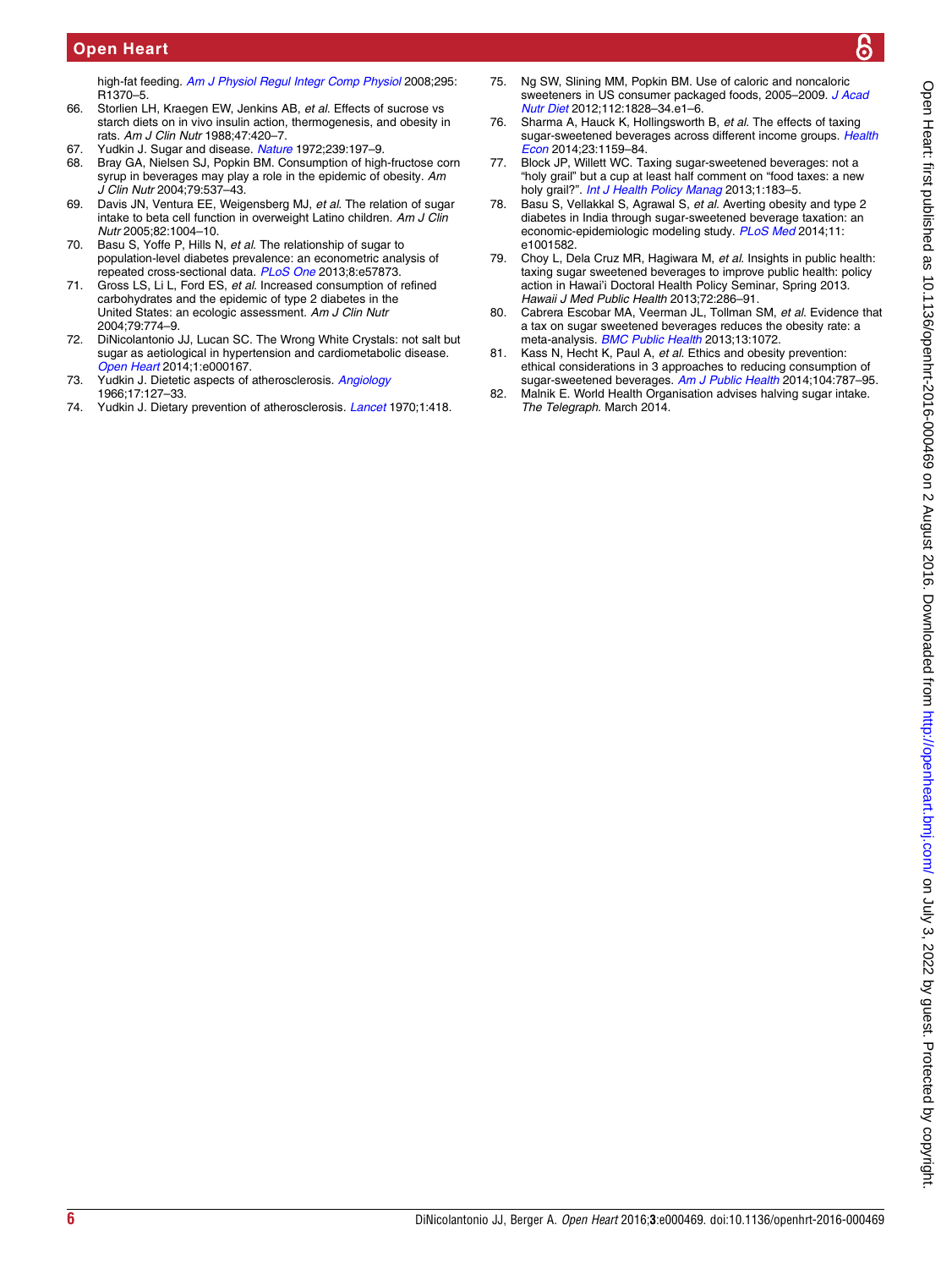high-fat feeding. *Am J Physiol Regul Integr Comp Physiol* 2008;295: R1370–5.

66. Storlien LH, Kraegen EW, Jenkins AB, *et al*. Effects of sucrose vs starch diets on in vivo insulin action, thermogenesis, and obesity in rats. *Am J Clin Nutr* 1988;47:420–7.
67. Yudkin J. Sugar and disease. *Nature* 1972;239:197–9.
68. Bray GA, Nielsen SJ, Popkin BM. Consumption of high-fructose corn syrup in beverages may play a role in the epidemic of obesity. *Am J Clin Nutr* 2004;79:537–43.
69. Davis JN, Ventura EE, Weigensberg MJ, *et al*. The relation of sugar intake to beta cell function in overweight Latino children. *Am J Clin Nutr* 2005;82:1004–10.
70. Basu S, Yoffe P, Hills N, *et al*. The relationship of sugar to population-level diabetes prevalence: an econometric analysis of repeated cross-sectional data. *PLoS One* 2013;8:e57873.
71. Gross LS, Li L, Ford ES, *et al*. Increased consumption of refined carbohydrates and the epidemic of type 2 diabetes in the United States: an ecologic assessment. *Am J Clin Nutr* 2004;79:774–9.
72. DiNicolantonio JJ, Lucan SC. The Wrong White Crystals: not salt but sugar as aetiological in hypertension and cardiometabolic disease. *Open Heart* 2014;1:e000167.
73. Yudkin J. Dietetic aspects of atherosclerosis. *Angiology* 1966;17:127–33.
74. Yudkin J. Dietary prevention of atherosclerosis. *Lancet* 1970;1:418.
75. Ng SW, Slining MM, Popkin BM. Use of caloric and noncaloric sweeteners in US consumer packaged foods, 2005–2009. *J Acad Nutr Diet* 2012;112:1828–34.e1–6.
76. Sharma A, Hauck K, Hollingsworth B, *et al*. The effects of taxing sugar-sweetened beverages across different income groups. *Health Econ* 2014;23:1159–84.
77. Block JP, Willett WC. Taxing sugar-sweetened beverages: not a "holy grail" but a cup at least half comment on "food taxes: a new holy grail?". *Int J Health Policy Manag* 2013;1:183–5.
78. Basu S, Vellakkal S, Agrawal S, *et al*. Averting obesity and type 2 diabetes in India through sugar-sweetened beverage taxation: an economic-epidemiologic modeling study. *PLoS Med* 2014;11: e1001582.
79. Choy L, Dela Cruz MR, Hagiwara M, *et al*. Insights in public health: taxing sugar sweetened beverages to improve public health: policy action in Hawai'i Doctoral Health Policy Seminar, Spring 2013. *Hawaii J Med Public Health* 2013;72:286–91.
80. Cabrera Escobar MA, Veerman JL, Tollman SM, *et al*. Evidence that a tax on sugar sweetened beverages reduces the obesity rate: a meta-analysis. *BMC Public Health* 2013;13:1072.
81. Kass N, Hecht K, Paul A, *et al*. Ethics and obesity prevention: ethical considerations in 3 approaches to reducing consumption of sugar-sweetened beverages. *Am J Public Health* 2014;104:787–95.
82. Malnik E. World Health Organisation advises halving sugar intake. *The Telegraph*. March 2014.